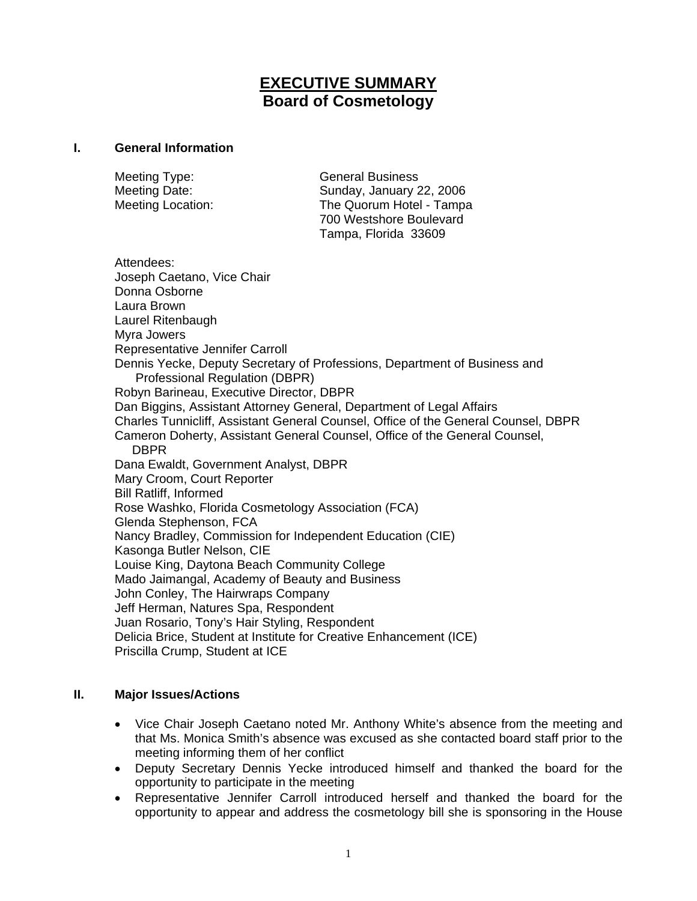# EXECUTIVE SUMMARY
## Board of Cosmetology

### I. General Information

Meeting Type: General Business
Meeting Date: Sunday, January 22, 2006
Meeting Location: The Quorum Hotel - Tampa
700 Westshore Boulevard
Tampa, Florida 33609

Attendees:
Joseph Caetano, Vice Chair
Donna Osborne
Laura Brown
Laurel Ritenbaugh
Myra Jowers
Representative Jennifer Carroll
Dennis Yecke, Deputy Secretary of Professions, Department of Business and Professional Regulation (DBPR)
Robyn Barineau, Executive Director, DBPR
Dan Biggins, Assistant Attorney General, Department of Legal Affairs
Charles Tunnicliff, Assistant General Counsel, Office of the General Counsel, DBPR
Cameron Doherty, Assistant General Counsel, Office of the General Counsel, DBPR
Dana Ewaldt, Government Analyst, DBPR
Mary Croom, Court Reporter
Bill Ratliff, Informed
Rose Washko, Florida Cosmetology Association (FCA)
Glenda Stephenson, FCA
Nancy Bradley, Commission for Independent Education (CIE)
Kasonga Butler Nelson, CIE
Louise King, Daytona Beach Community College
Mado Jaimangal, Academy of Beauty and Business
John Conley, The Hairwraps Company
Jeff Herman, Natures Spa, Respondent
Juan Rosario, Tony's Hair Styling, Respondent
Delicia Brice, Student at Institute for Creative Enhancement (ICE)
Priscilla Crump, Student at ICE

### II. Major Issues/Actions

- Vice Chair Joseph Caetano noted Mr. Anthony White's absence from the meeting and that Ms. Monica Smith's absence was excused as she contacted board staff prior to the meeting informing them of her conflict
- Deputy Secretary Dennis Yecke introduced himself and thanked the board for the opportunity to participate in the meeting
- Representative Jennifer Carroll introduced herself and thanked the board for the opportunity to appear and address the cosmetology bill she is sponsoring in the House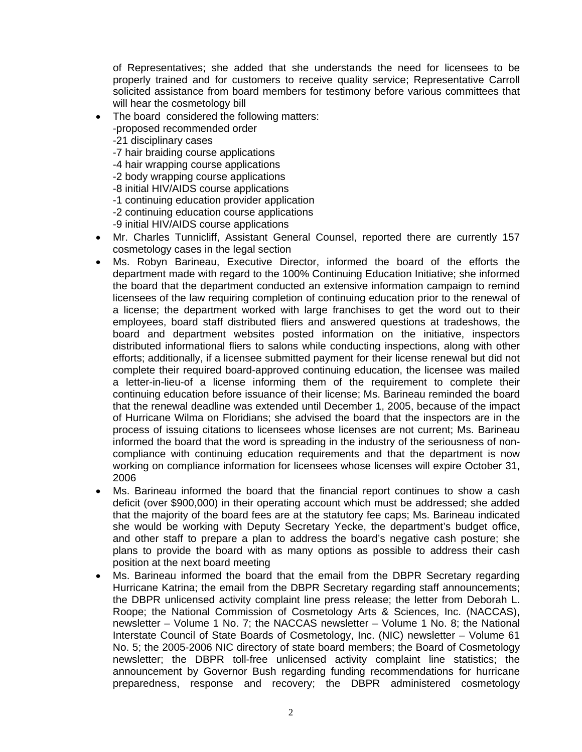of Representatives; she added that she understands the need for licensees to be properly trained and for customers to receive quality service; Representative Carroll solicited assistance from board members for testimony before various committees that will hear the cosmetology bill

- The board considered the following matters:
  -proposed recommended order
  -21 disciplinary cases
  -7 hair braiding course applications
  -4 hair wrapping course applications
  -2 body wrapping course applications
  -8 initial HIV/AIDS course applications
  -1 continuing education provider application
  -2 continuing education course applications
  -9 initial HIV/AIDS course applications
- Mr. Charles Tunnicliff, Assistant General Counsel, reported there are currently 157 cosmetology cases in the legal section
- Ms. Robyn Barineau, Executive Director, informed the board of the efforts the department made with regard to the 100% Continuing Education Initiative; she informed the board that the department conducted an extensive information campaign to remind licensees of the law requiring completion of continuing education prior to the renewal of a license; the department worked with large franchises to get the word out to their employees, board staff distributed fliers and answered questions at tradeshows, the board and department websites posted information on the initiative, inspectors distributed informational fliers to salons while conducting inspections, along with other efforts; additionally, if a licensee submitted payment for their license renewal but did not complete their required board-approved continuing education, the licensee was mailed a letter-in-lieu-of a license informing them of the requirement to complete their continuing education before issuance of their license; Ms. Barineau reminded the board that the renewal deadline was extended until December 1, 2005, because of the impact of Hurricane Wilma on Floridians; she advised the board that the inspectors are in the process of issuing citations to licensees whose licenses are not current; Ms. Barineau informed the board that the word is spreading in the industry of the seriousness of non-compliance with continuing education requirements and that the department is now working on compliance information for licensees whose licenses will expire October 31, 2006
- Ms. Barineau informed the board that the financial report continues to show a cash deficit (over $900,000) in their operating account which must be addressed; she added that the majority of the board fees are at the statutory fee caps; Ms. Barineau indicated she would be working with Deputy Secretary Yecke, the department's budget office, and other staff to prepare a plan to address the board's negative cash posture; she plans to provide the board with as many options as possible to address their cash position at the next board meeting
- Ms. Barineau informed the board that the email from the DBPR Secretary regarding Hurricane Katrina; the email from the DBPR Secretary regarding staff announcements; the DBPR unlicensed activity complaint line press release; the letter from Deborah L. Roope; the National Commission of Cosmetology Arts & Sciences, Inc. (NACCAS), newsletter – Volume 1 No. 7; the NACCAS newsletter – Volume 1 No. 8; the National Interstate Council of State Boards of Cosmetology, Inc. (NIC) newsletter – Volume 61 No. 5; the 2005-2006 NIC directory of state board members; the Board of Cosmetology newsletter; the DBPR toll-free unlicensed activity complaint line statistics; the announcement by Governor Bush regarding funding recommendations for hurricane preparedness, response and recovery; the DBPR administered cosmetology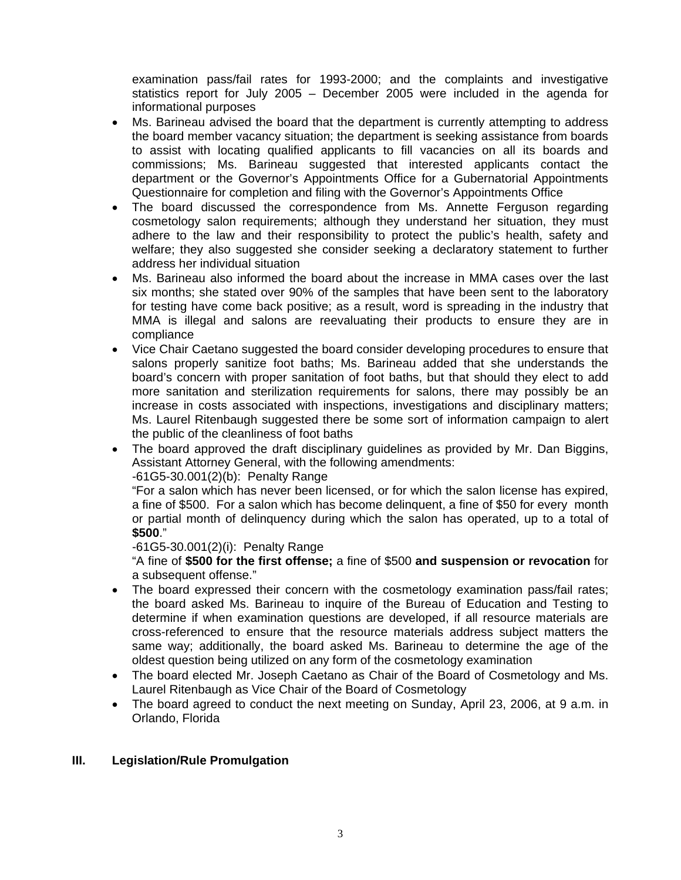examination pass/fail rates for 1993-2000; and the complaints and investigative statistics report for July 2005 – December 2005 were included in the agenda for informational purposes

- Ms. Barineau advised the board that the department is currently attempting to address the board member vacancy situation; the department is seeking assistance from boards to assist with locating qualified applicants to fill vacancies on all its boards and commissions; Ms. Barineau suggested that interested applicants contact the department or the Governor's Appointments Office for a Gubernatorial Appointments Questionnaire for completion and filing with the Governor's Appointments Office
- The board discussed the correspondence from Ms. Annette Ferguson regarding cosmetology salon requirements; although they understand her situation, they must adhere to the law and their responsibility to protect the public's health, safety and welfare; they also suggested she consider seeking a declaratory statement to further address her individual situation
- Ms. Barineau also informed the board about the increase in MMA cases over the last six months; she stated over 90% of the samples that have been sent to the laboratory for testing have come back positive; as a result, word is spreading in the industry that MMA is illegal and salons are reevaluating their products to ensure they are in compliance
- Vice Chair Caetano suggested the board consider developing procedures to ensure that salons properly sanitize foot baths; Ms. Barineau added that she understands the board's concern with proper sanitation of foot baths, but that should they elect to add more sanitation and sterilization requirements for salons, there may possibly be an increase in costs associated with inspections, investigations and disciplinary matters; Ms. Laurel Ritenbaugh suggested there be some sort of information campaign to alert the public of the cleanliness of foot baths
- The board approved the draft disciplinary guidelines as provided by Mr. Dan Biggins, Assistant Attorney General, with the following amendments:
  -61G5-30.001(2)(b): Penalty Range
  "For a salon which has never been licensed, or for which the salon license has expired, a fine of $500. For a salon which has become delinquent, a fine of $50 for every month or partial month of delinquency during which the salon has operated, up to a total of **$500**."
  -61G5-30.001(2)(i): Penalty Range
  "A fine of **$500 for the first offense;** a fine of $500 **and suspension or revocation** for a subsequent offense."
- The board expressed their concern with the cosmetology examination pass/fail rates; the board asked Ms. Barineau to inquire of the Bureau of Education and Testing to determine if when examination questions are developed, if all resource materials are cross-referenced to ensure that the resource materials address subject matters the same way; additionally, the board asked Ms. Barineau to determine the age of the oldest question being utilized on any form of the cosmetology examination
- The board elected Mr. Joseph Caetano as Chair of the Board of Cosmetology and Ms. Laurel Ritenbaugh as Vice Chair of the Board of Cosmetology
- The board agreed to conduct the next meeting on Sunday, April 23, 2006, at 9 a.m. in Orlando, Florida

## III. Legislation/Rule Promulgation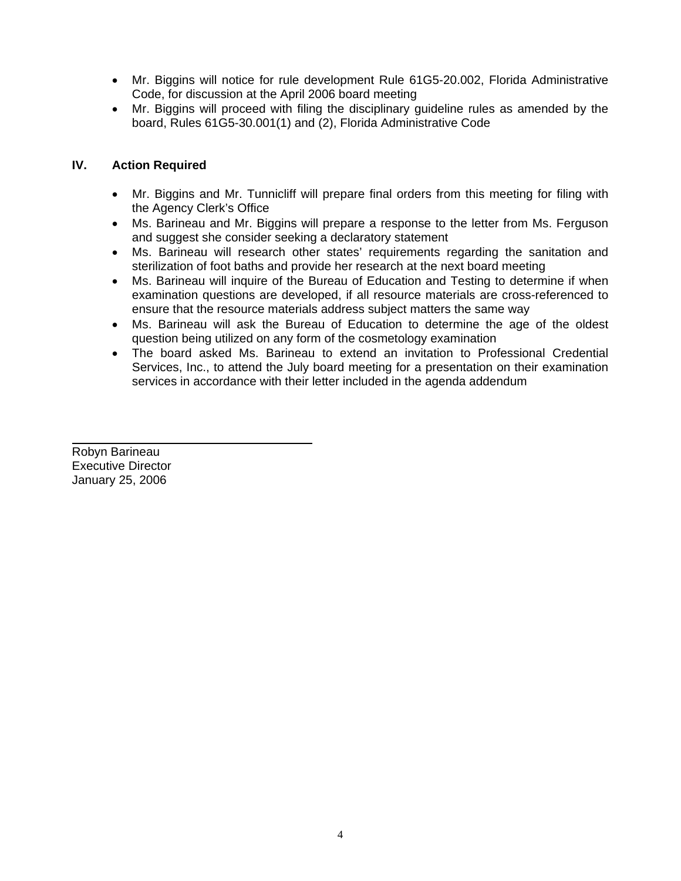- Mr. Biggins will notice for rule development Rule 61G5-20.002, Florida Administrative Code, for discussion at the April 2006 board meeting
- Mr. Biggins will proceed with filing the disciplinary guideline rules as amended by the board, Rules 61G5-30.001(1) and (2), Florida Administrative Code

## IV. Action Required

- Mr. Biggins and Mr. Tunnicliff will prepare final orders from this meeting for filing with the Agency Clerk's Office
- Ms. Barineau and Mr. Biggins will prepare a response to the letter from Ms. Ferguson and suggest she consider seeking a declaratory statement
- Ms. Barineau will research other states' requirements regarding the sanitation and sterilization of foot baths and provide her research at the next board meeting
- Ms. Barineau will inquire of the Bureau of Education and Testing to determine if when examination questions are developed, if all resource materials are cross-referenced to ensure that the resource materials address subject matters the same way
- Ms. Barineau will ask the Bureau of Education to determine the age of the oldest question being utilized on any form of the cosmetology examination
- The board asked Ms. Barineau to extend an invitation to Professional Credential Services, Inc., to attend the July board meeting for a presentation on their examination services in accordance with their letter included in the agenda addendum

Robyn Barineau
Executive Director
January 25, 2006